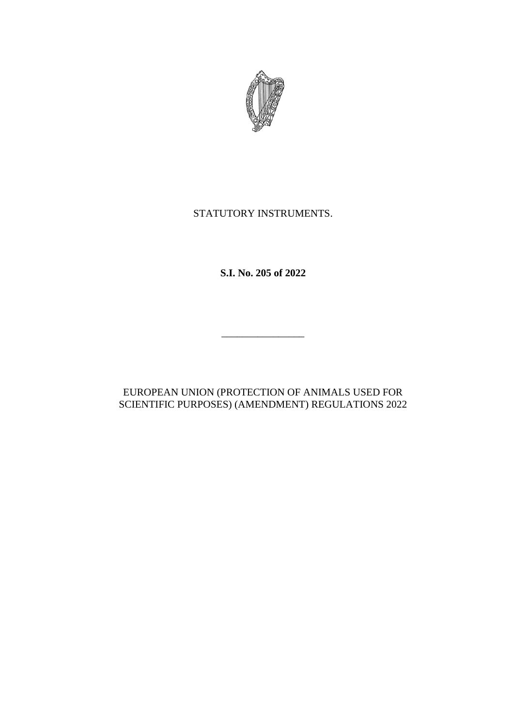STATUTORY INSTRUMENTS.

**S.I. No. 205 of 2022**

---

EUROPEAN UNION (PROTECTION OF ANIMALS USED FOR SCIENTIFIC PURPOSES) (AMENDMENT) REGULATIONS 2022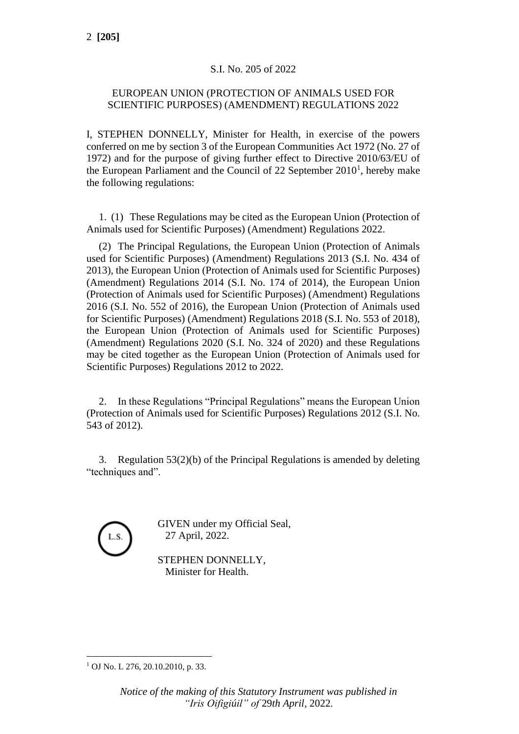S.I. No. 205 of 2022

EUROPEAN UNION (PROTECTION OF ANIMALS USED FOR SCIENTIFIC PURPOSES) (AMENDMENT) REGULATIONS 2022

I, STEPHEN DONNELLY, Minister for Health, in exercise of the powers conferred on me by section 3 of the European Communities Act 1972 (No. 27 of 1972) and for the purpose of giving further effect to Directive 2010/63/EU of the European Parliament and the Council of 22 September 2010[1], hereby make the following regulations:

1. (1) These Regulations may be cited as the European Union (Protection of Animals used for Scientific Purposes) (Amendment) Regulations 2022.

(2) The Principal Regulations, the European Union (Protection of Animals used for Scientific Purposes) (Amendment) Regulations 2013 (S.I. No. 434 of 2013), the European Union (Protection of Animals used for Scientific Purposes) (Amendment) Regulations 2014 (S.I. No. 174 of 2014), the European Union (Protection of Animals used for Scientific Purposes) (Amendment) Regulations 2016 (S.I. No. 552 of 2016), the European Union (Protection of Animals used for Scientific Purposes) (Amendment) Regulations 2018 (S.I. No. 553 of 2018), the European Union (Protection of Animals used for Scientific Purposes) (Amendment) Regulations 2020 (S.I. No. 324 of 2020) and these Regulations may be cited together as the European Union (Protection of Animals used for Scientific Purposes) Regulations 2012 to 2022.

2. In these Regulations "Principal Regulations" means the European Union (Protection of Animals used for Scientific Purposes) Regulations 2012 (S.I. No. 543 of 2012).

3. Regulation 53(2)(b) of the Principal Regulations is amended by deleting "techniques and".

L.S.

GIVEN under my Official Seal,
27 April, 2022.

STEPHEN DONNELLY,
Minister for Health.

[1] OJ No. L 276, 20.10.2010, p. 33.

*Notice of the making of this Statutory Instrument was published in "Iris Oifigiúil" of* 29*th April,* 2022*.*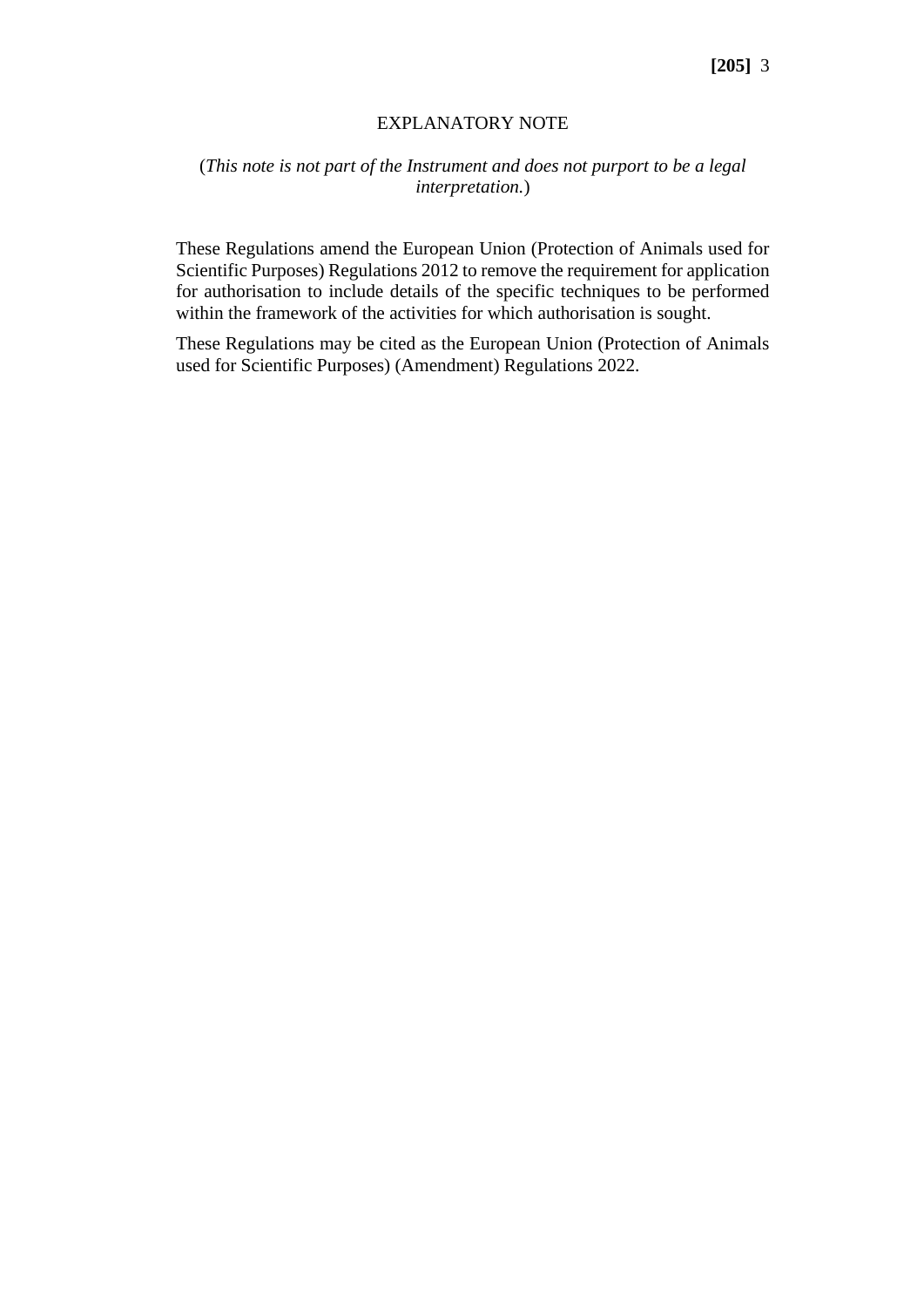## EXPLANATORY NOTE

(*This note is not part of the Instrument and does not purport to be a legal interpretation.*)

These Regulations amend the European Union (Protection of Animals used for Scientific Purposes) Regulations 2012 to remove the requirement for application for authorisation to include details of the specific techniques to be performed within the framework of the activities for which authorisation is sought.

These Regulations may be cited as the European Union (Protection of Animals used for Scientific Purposes) (Amendment) Regulations 2022.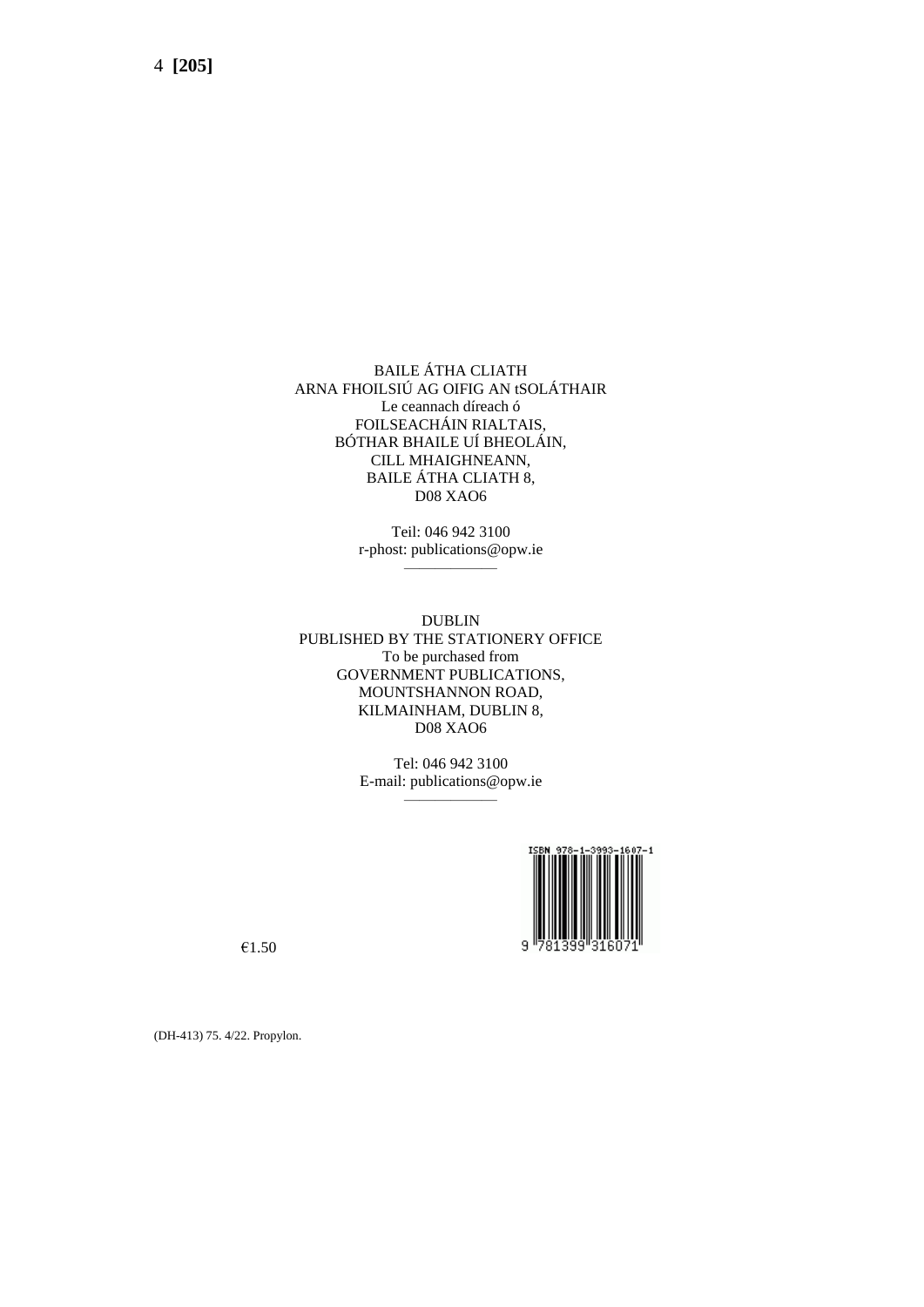BAILE ÁTHA CLIATH
ARNA FHOILSIÚ AG OIFIG AN tSOLÁTHAIR
Le ceannach díreach ó
FOILSEACHÁIN RIALTAIS,
BÓTHAR BHAILE UÍ BHEOLÁIN,
CILL MHAIGHNEANN,
BAILE ÁTHA CLIATH 8,
D08 XAO6

Teil: 046 942 3100
r-phost: publications@opw.ie

---

DUBLIN
PUBLISHED BY THE STATIONERY OFFICE
To be purchased from
GOVERNMENT PUBLICATIONS,
MOUNTSHANNON ROAD,
KILMAINHAM, DUBLIN 8,
D08 XAO6

Tel: 046 942 3100
E-mail: publications@opw.ie

---

ISBN 978-1-3993-1607-1

9 781399 316071

€1.50

(DH-413) 75. 4/22. Propylon.